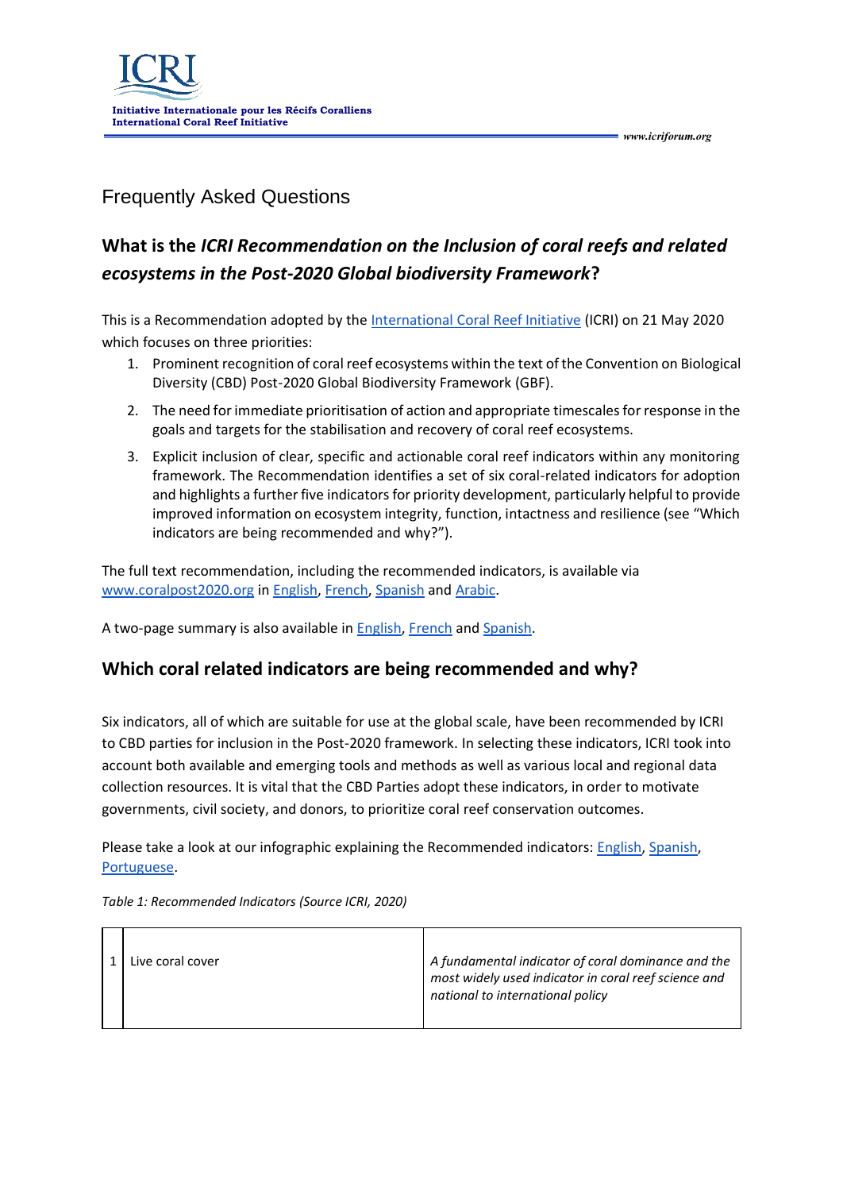ICRI

**Initiative Internationale pour les Récifs Coralliens**
**International Coral Reef Initiative**

*www.icriforum.org*

# Frequently Asked Questions

## What is the *ICRI Recommendation on the Inclusion of coral reefs and related ecosystems in the Post-2020 Global biodiversity Framework*?

This is a Recommendation adopted by the International Coral Reef Initiative (ICRI) on 21 May 2020 which focuses on three priorities:

1. Prominent recognition of coral reef ecosystems within the text of the Convention on Biological Diversity (CBD) Post-2020 Global Biodiversity Framework (GBF).
2. The need for immediate prioritisation of action and appropriate timescales for response in the goals and targets for the stabilisation and recovery of coral reef ecosystems.
3. Explicit inclusion of clear, specific and actionable coral reef indicators within any monitoring framework. The Recommendation identifies a set of six coral-related indicators for adoption and highlights a further five indicators for priority development, particularly helpful to provide improved information on ecosystem integrity, function, intactness and resilience (see "Which indicators are being recommended and why?").

The full text recommendation, including the recommended indicators, is available via www.coralpost2020.org in English, French, Spanish and Arabic.

A two-page summary is also available in English, French and Spanish.

## Which coral related indicators are being recommended and why?

Six indicators, all of which are suitable for use at the global scale, have been recommended by ICRI to CBD parties for inclusion in the Post-2020 framework. In selecting these indicators, ICRI took into account both available and emerging tools and methods as well as various local and regional data collection resources. It is vital that the CBD Parties adopt these indicators, in order to motivate governments, civil society, and donors, to prioritize coral reef conservation outcomes.

Please take a look at our infographic explaining the Recommended indicators: English, Spanish, Portuguese.

*Table 1: Recommended Indicators (Source ICRI, 2020)*

| | | |
|---|---|---|
| 1 | Live coral cover | *A fundamental indicator of coral dominance and the most widely used indicator in coral reef science and national to international policy* |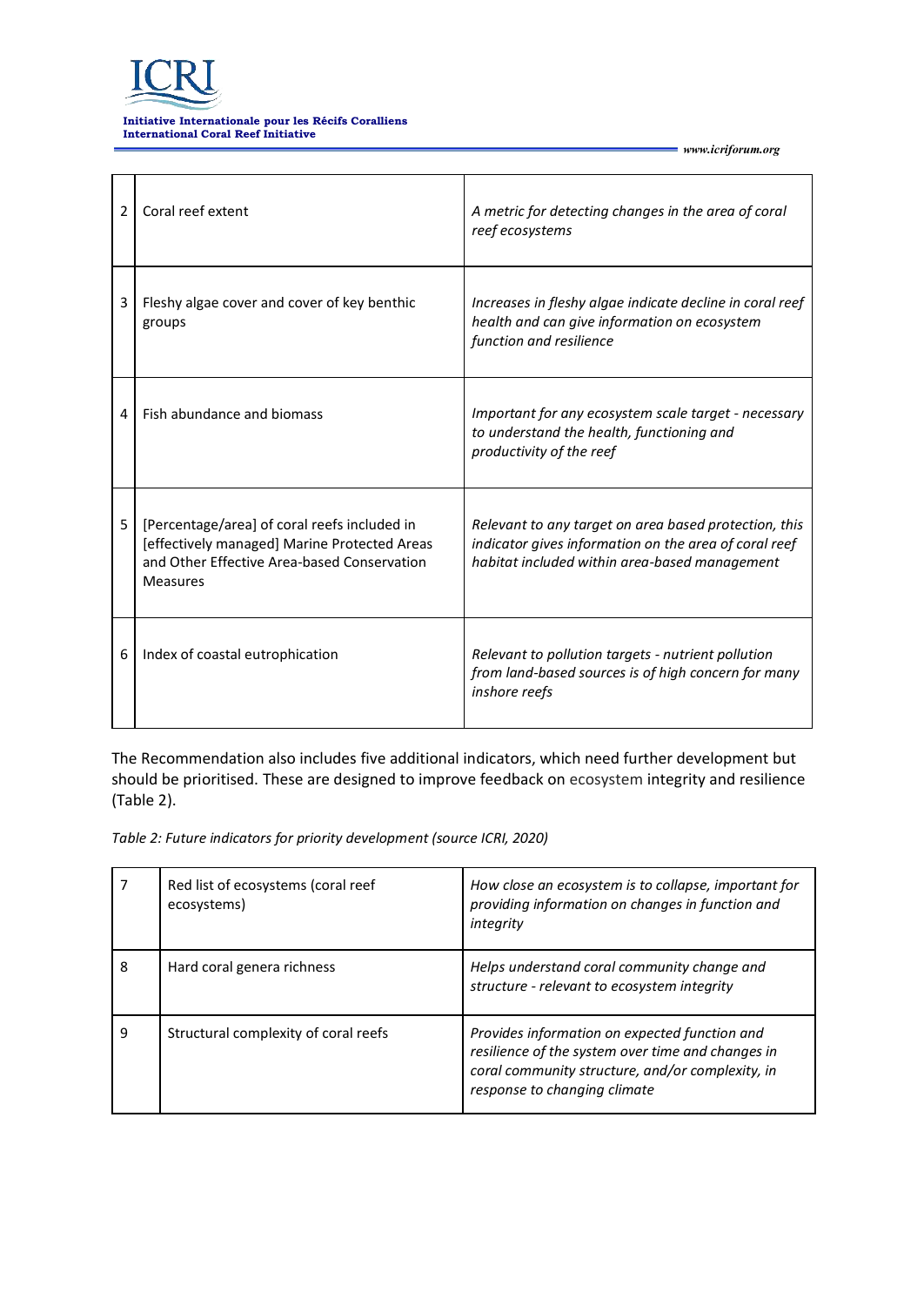| | | |
|---|---|---|
| 2 | Coral reef extent | *A metric for detecting changes in the area of coral reef ecosystems* |
| 3 | Fleshy algae cover and cover of key benthic groups | *Increases in fleshy algae indicate decline in coral reef health and can give information on ecosystem function and resilience* |
| 4 | Fish abundance and biomass | *Important for any ecosystem scale target - necessary to understand the health, functioning and productivity of the reef* |
| 5 | [Percentage/area] of coral reefs included in [effectively managed] Marine Protected Areas and Other Effective Area-based Conservation Measures | *Relevant to any target on area based protection, this indicator gives information on the area of coral reef habitat included within area-based management* |
| 6 | Index of coastal eutrophication | *Relevant to pollution targets - nutrient pollution from land-based sources is of high concern for many inshore reefs* |

The Recommendation also includes five additional indicators, which need further development but should be prioritised. These are designed to improve feedback on ecosystem integrity and resilience (Table 2).

*Table 2: Future indicators for priority development (source ICRI, 2020)*

| | | |
|---|---|---|
| 7 | Red list of ecosystems (coral reef ecosystems) | *How close an ecosystem is to collapse, important for providing information on changes in function and integrity* |
| 8 | Hard coral genera richness | *Helps understand coral community change and structure - relevant to ecosystem integrity* |
| 9 | Structural complexity of coral reefs | *Provides information on expected function and resilience of the system over time and changes in coral community structure, and/or complexity, in response to changing climate* |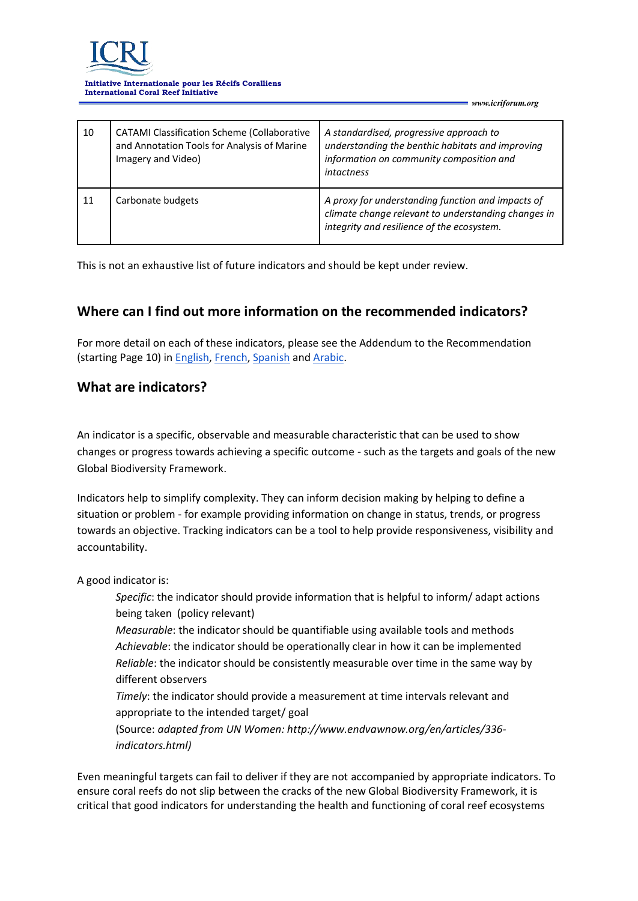| | | |
|---|---|---|
| 10 | CATAMI Classification Scheme (Collaborative and Annotation Tools for Analysis of Marine Imagery and Video) | *A standardised, progressive approach to understanding the benthic habitats and improving information on community composition and intactness* |
| 11 | Carbonate budgets | *A proxy for understanding function and impacts of climate change relevant to understanding changes in integrity and resilience of the ecosystem.* |

This is not an exhaustive list of future indicators and should be kept under review.

## Where can I find out more information on the recommended indicators?

For more detail on each of these indicators, please see the Addendum to the Recommendation (starting Page 10) in English, French, Spanish and Arabic.

## What are indicators?

An indicator is a specific, observable and measurable characteristic that can be used to show changes or progress towards achieving a specific outcome - such as the targets and goals of the new Global Biodiversity Framework.

Indicators help to simplify complexity. They can inform decision making by helping to define a situation or problem - for example providing information on change in status, trends, or progress towards an objective. Tracking indicators can be a tool to help provide responsiveness, visibility and accountability.

A good indicator is:

*Specific*: the indicator should provide information that is helpful to inform/ adapt actions being taken (policy relevant)
*Measurable*: the indicator should be quantifiable using available tools and methods
*Achievable*: the indicator should be operationally clear in how it can be implemented
*Reliable*: the indicator should be consistently measurable over time in the same way by different observers
*Timely*: the indicator should provide a measurement at time intervals relevant and appropriate to the intended target/ goal
(Source: *adapted from UN Women: http://www.endvawnow.org/en/articles/336-indicators.html)*

Even meaningful targets can fail to deliver if they are not accompanied by appropriate indicators. To ensure coral reefs do not slip between the cracks of the new Global Biodiversity Framework, it is critical that good indicators for understanding the health and functioning of coral reef ecosystems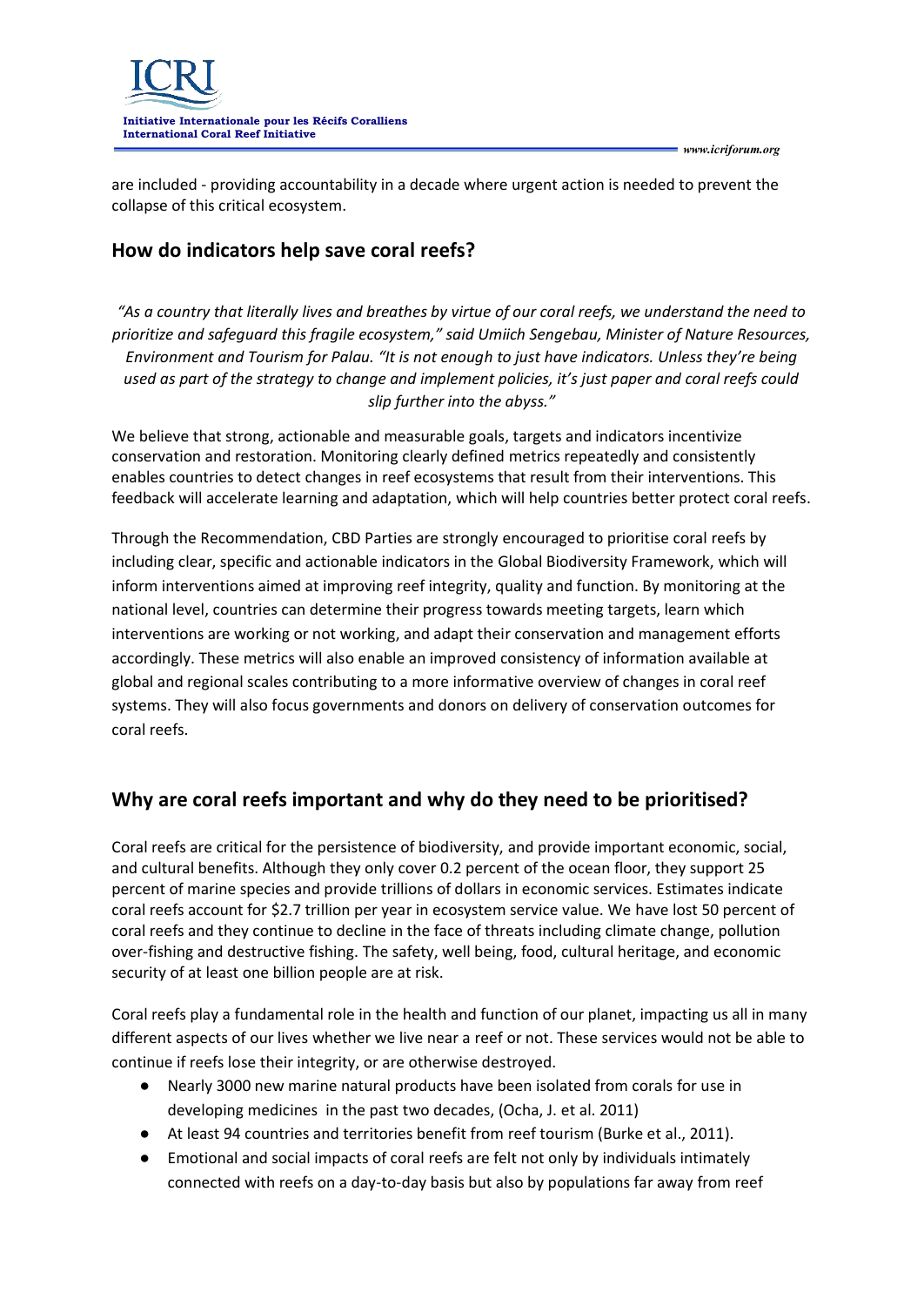are included - providing accountability in a decade where urgent action is needed to prevent the collapse of this critical ecosystem.

## How do indicators help save coral reefs?

*"As a country that literally lives and breathes by virtue of our coral reefs, we understand the need to prioritize and safeguard this fragile ecosystem," said Umiich Sengebau, Minister of Nature Resources, Environment and Tourism for Palau. "It is not enough to just have indicators. Unless they're being used as part of the strategy to change and implement policies, it's just paper and coral reefs could slip further into the abyss."*

We believe that strong, actionable and measurable goals, targets and indicators incentivize conservation and restoration. Monitoring clearly defined metrics repeatedly and consistently enables countries to detect changes in reef ecosystems that result from their interventions. This feedback will accelerate learning and adaptation, which will help countries better protect coral reefs.

Through the Recommendation, CBD Parties are strongly encouraged to prioritise coral reefs by including clear, specific and actionable indicators in the Global Biodiversity Framework, which will inform interventions aimed at improving reef integrity, quality and function. By monitoring at the national level, countries can determine their progress towards meeting targets, learn which interventions are working or not working, and adapt their conservation and management efforts accordingly. These metrics will also enable an improved consistency of information available at global and regional scales contributing to a more informative overview of changes in coral reef systems. They will also focus governments and donors on delivery of conservation outcomes for coral reefs.

## Why are coral reefs important and why do they need to be prioritised?

Coral reefs are critical for the persistence of biodiversity, and provide important economic, social, and cultural benefits. Although they only cover 0.2 percent of the ocean floor, they support 25 percent of marine species and provide trillions of dollars in economic services. Estimates indicate coral reefs account for $2.7 trillion per year in ecosystem service value. We have lost 50 percent of coral reefs and they continue to decline in the face of threats including climate change, pollution over-fishing and destructive fishing. The safety, well being, food, cultural heritage, and economic security of at least one billion people are at risk.

Coral reefs play a fundamental role in the health and function of our planet, impacting us all in many different aspects of our lives whether we live near a reef or not. These services would not be able to continue if reefs lose their integrity, or are otherwise destroyed.

- Nearly 3000 new marine natural products have been isolated from corals for use in developing medicines in the past two decades, (Ocha, J. et al. 2011)
- At least 94 countries and territories benefit from reef tourism (Burke et al., 2011).
- Emotional and social impacts of coral reefs are felt not only by individuals intimately connected with reefs on a day-to-day basis but also by populations far away from reef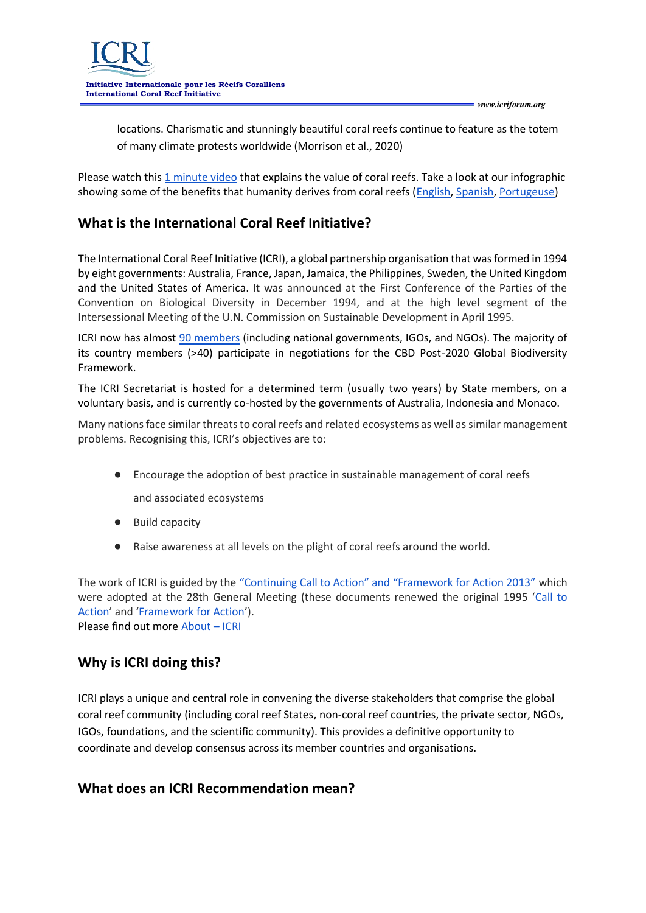locations. Charismatic and stunningly beautiful coral reefs continue to feature as the totem of many climate protests worldwide (Morrison et al., 2020)

Please watch this 1 minute video that explains the value of coral reefs. Take a look at our infographic showing some of the benefits that humanity derives from coral reefs (English, Spanish, Portugeuse)

## What is the International Coral Reef Initiative?

The International Coral Reef Initiative (ICRI), a global partnership organisation that was formed in 1994 by eight governments: Australia, France, Japan, Jamaica, the Philippines, Sweden, the United Kingdom and the United States of America. It was announced at the First Conference of the Parties of the Convention on Biological Diversity in December 1994, and at the high level segment of the Intersessional Meeting of the U.N. Commission on Sustainable Development in April 1995.

ICRI now has almost 90 members (including national governments, IGOs, and NGOs). The majority of its country members (>40) participate in negotiations for the CBD Post-2020 Global Biodiversity Framework.

The ICRI Secretariat is hosted for a determined term (usually two years) by State members, on a voluntary basis, and is currently co-hosted by the governments of Australia, Indonesia and Monaco.

Many nations face similar threats to coral reefs and related ecosystems as well as similar management problems. Recognising this, ICRI's objectives are to:

- Encourage the adoption of best practice in sustainable management of coral reefs and associated ecosystems
- Build capacity
- Raise awareness at all levels on the plight of coral reefs around the world.

The work of ICRI is guided by the "Continuing Call to Action" and "Framework for Action 2013" which were adopted at the 28th General Meeting (these documents renewed the original 1995 'Call to Action' and 'Framework for Action').
Please find out more About – ICRI

## Why is ICRI doing this?

ICRI plays a unique and central role in convening the diverse stakeholders that comprise the global coral reef community (including coral reef States, non-coral reef countries, the private sector, NGOs, IGOs, foundations, and the scientific community). This provides a definitive opportunity to coordinate and develop consensus across its member countries and organisations.

## What does an ICRI Recommendation mean?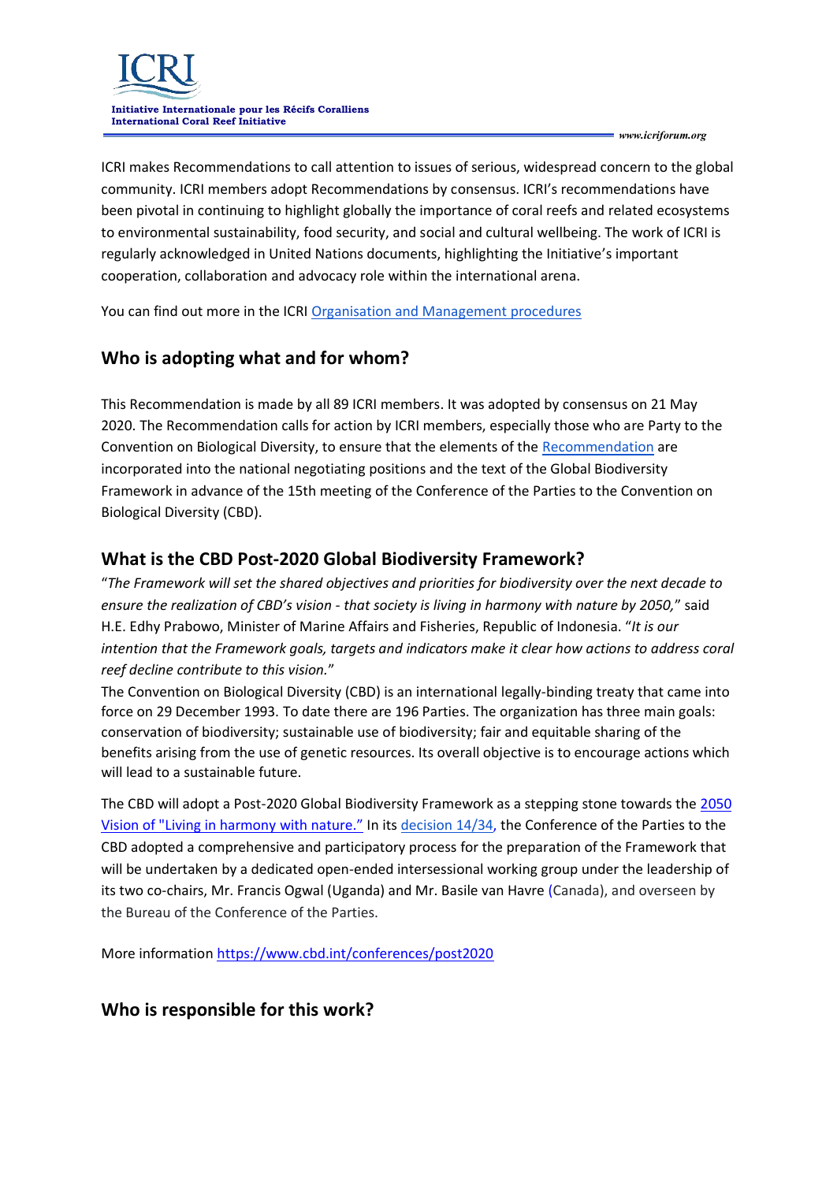ICRI makes Recommendations to call attention to issues of serious, widespread concern to the global community. ICRI members adopt Recommendations by consensus. ICRI's recommendations have been pivotal in continuing to highlight globally the importance of coral reefs and related ecosystems to environmental sustainability, food security, and social and cultural wellbeing. The work of ICRI is regularly acknowledged in United Nations documents, highlighting the Initiative's important cooperation, collaboration and advocacy role within the international arena.

You can find out more in the ICRI Organisation and Management procedures

## Who is adopting what and for whom?

This Recommendation is made by all 89 ICRI members. It was adopted by consensus on 21 May 2020. The Recommendation calls for action by ICRI members, especially those who are Party to the Convention on Biological Diversity, to ensure that the elements of the Recommendation are incorporated into the national negotiating positions and the text of the Global Biodiversity Framework in advance of the 15th meeting of the Conference of the Parties to the Convention on Biological Diversity (CBD).

## What is the CBD Post-2020 Global Biodiversity Framework?

"*The Framework will set the shared objectives and priorities for biodiversity over the next decade to ensure the realization of CBD's vision - that society is living in harmony with nature by 2050,*" said H.E. Edhy Prabowo, Minister of Marine Affairs and Fisheries, Republic of Indonesia. "*It is our intention that the Framework goals, targets and indicators make it clear how actions to address coral reef decline contribute to this vision.*"

The Convention on Biological Diversity (CBD) is an international legally-binding treaty that came into force on 29 December 1993. To date there are 196 Parties. The organization has three main goals: conservation of biodiversity; sustainable use of biodiversity; fair and equitable sharing of the benefits arising from the use of genetic resources. Its overall objective is to encourage actions which will lead to a sustainable future.

The CBD will adopt a Post-2020 Global Biodiversity Framework as a stepping stone towards the 2050 Vision of "Living in harmony with nature." In its decision 14/34, the Conference of the Parties to the CBD adopted a comprehensive and participatory process for the preparation of the Framework that will be undertaken by a dedicated open-ended intersessional working group under the leadership of its two co-chairs, Mr. Francis Ogwal (Uganda) and Mr. Basile van Havre (Canada), and overseen by the Bureau of the Conference of the Parties.

More information https://www.cbd.int/conferences/post2020

## Who is responsible for this work?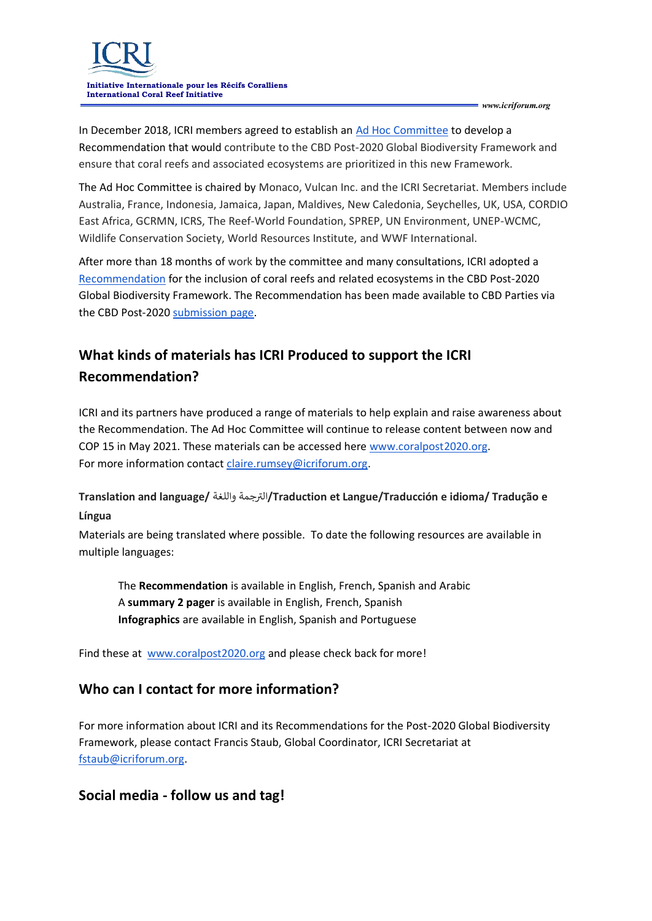In December 2018, ICRI members agreed to establish an Ad Hoc Committee to develop a Recommendation that would contribute to the CBD Post-2020 Global Biodiversity Framework and ensure that coral reefs and associated ecosystems are prioritized in this new Framework.

The Ad Hoc Committee is chaired by Monaco, Vulcan Inc. and the ICRI Secretariat. Members include Australia, France, Indonesia, Jamaica, Japan, Maldives, New Caledonia, Seychelles, UK, USA, CORDIO East Africa, GCRMN, ICRS, The Reef-World Foundation, SPREP, UN Environment, UNEP-WCMC, Wildlife Conservation Society, World Resources Institute, and WWF International.

After more than 18 months of work by the committee and many consultations, ICRI adopted a Recommendation for the inclusion of coral reefs and related ecosystems in the CBD Post-2020 Global Biodiversity Framework. The Recommendation has been made available to CBD Parties via the CBD Post-2020 submission page.

## What kinds of materials has ICRI Produced to support the ICRI Recommendation?

ICRI and its partners have produced a range of materials to help explain and raise awareness about the Recommendation. The Ad Hoc Committee will continue to release content between now and COP 15 in May 2021. These materials can be accessed here www.coralpost2020.org.
For more information contact claire.rumsey@icriforum.org.

**Translation and language/ الترجمة واللغة/Traduction et Langue/Traducción e idioma/ Tradução e Língua**

Materials are being translated where possible. To date the following resources are available in multiple languages:

The **Recommendation** is available in English, French, Spanish and Arabic
A **summary 2 pager** is available in English, French, Spanish
**Infographics** are available in English, Spanish and Portuguese

Find these at www.coralpost2020.org and please check back for more!

## Who can I contact for more information?

For more information about ICRI and its Recommendations for the Post-2020 Global Biodiversity Framework, please contact Francis Staub, Global Coordinator, ICRI Secretariat at fstaub@icriforum.org.

## Social media - follow us and tag!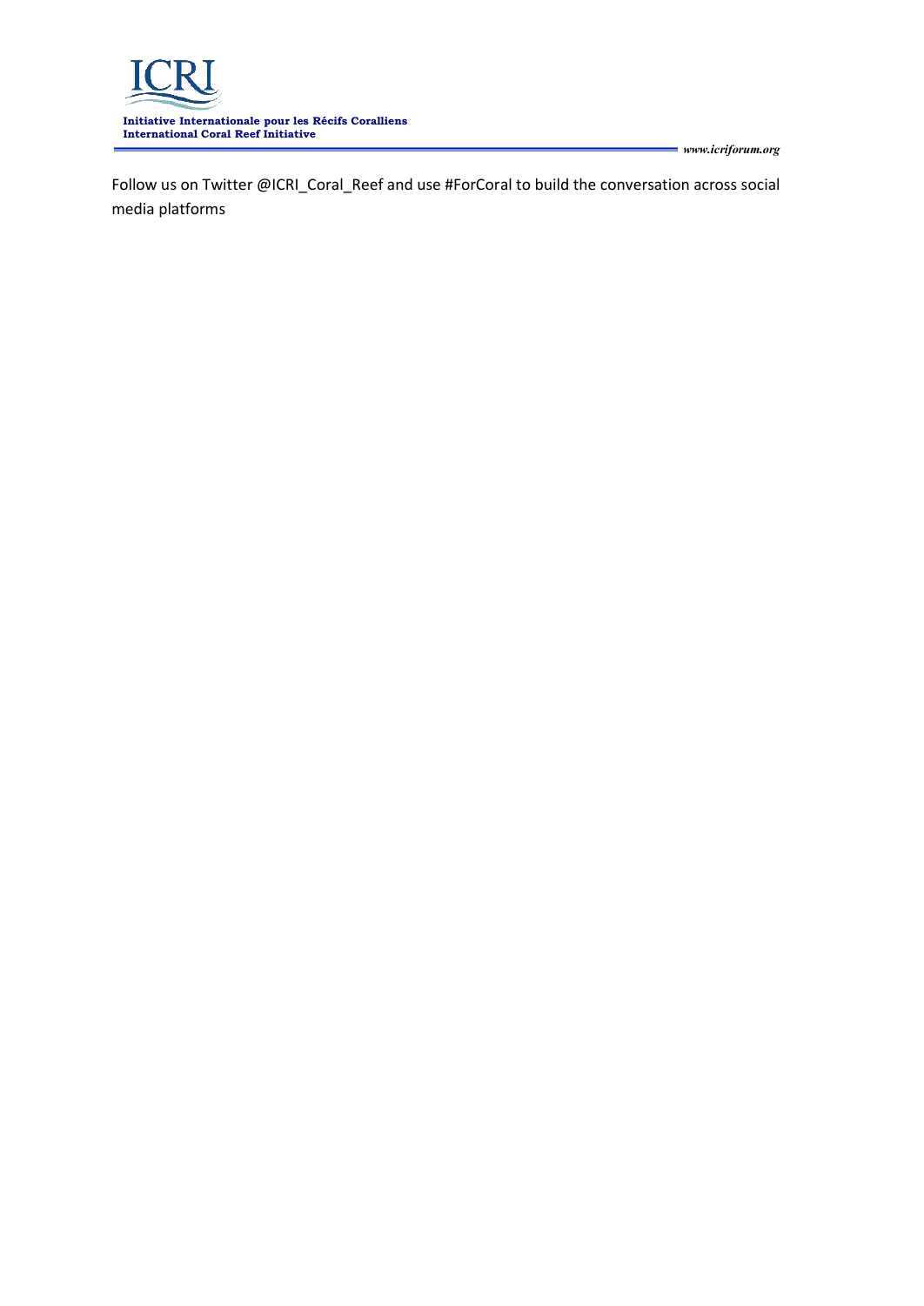Follow us on Twitter @ICRI_Coral_Reef and use #ForCoral to build the conversation across social media platforms